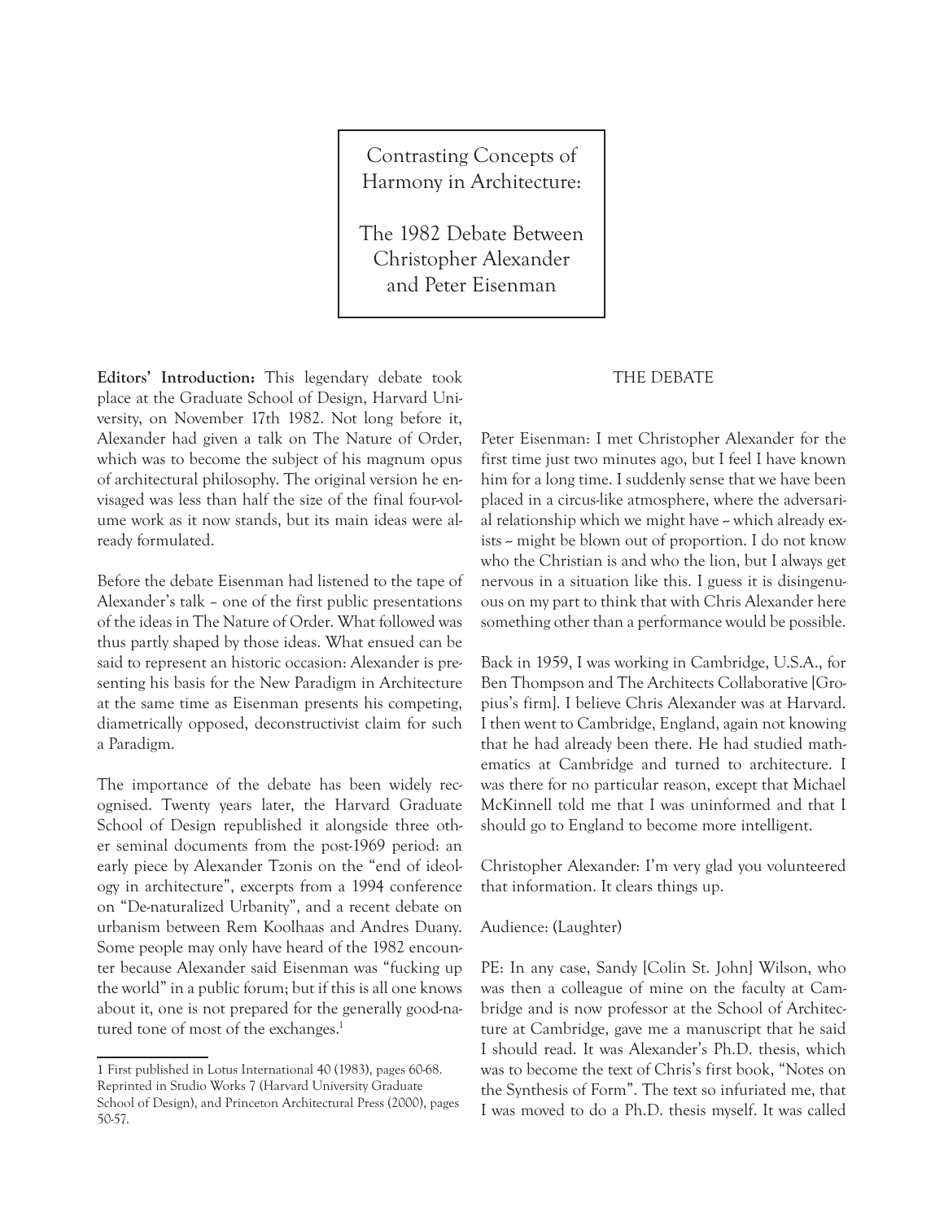# Contrasting Concepts of Harmony in Architecture:

# The 1982 Debate Between Christopher Alexander and Peter Eisenman

**Editors' Introduction:** This legendary debate took place at the Graduate School of Design, Harvard University, on November 17th 1982. Not long before it, Alexander had given a talk on The Nature of Order, which was to become the subject of his magnum opus of architectural philosophy. The original version he envisaged was less than half the size of the final four-volume work as it now stands, but its main ideas were already formulated.

Before the debate Eisenman had listened to the tape of Alexander's talk – one of the first public presentations of the ideas in The Nature of Order. What followed was thus partly shaped by those ideas. What ensued can be said to represent an historic occasion: Alexander is presenting his basis for the New Paradigm in Architecture at the same time as Eisenman presents his competing, diametrically opposed, deconstructivist claim for such a Paradigm.

The importance of the debate has been widely recognised. Twenty years later, the Harvard Graduate School of Design republished it alongside three other seminal documents from the post-1969 period: an early piece by Alexander Tzonis on the "end of ideology in architecture", excerpts from a 1994 conference on "De-naturalized Urbanity", and a recent debate on urbanism between Rem Koolhaas and Andres Duany. Some people may only have heard of the 1982 encounter because Alexander said Eisenman was "fucking up the world" in a public forum; but if this is all one knows about it, one is not prepared for the generally good-natured tone of most of the exchanges.[1]

[1] First published in Lotus International 40 (1983), pages 60-68. Reprinted in Studio Works 7 (Harvard University Graduate School of Design), and Princeton Architectural Press (2000), pages 50-57.

## THE DEBATE

Peter Eisenman: I met Christopher Alexander for the first time just two minutes ago, but I feel I have known him for a long time. I suddenly sense that we have been placed in a circus-like atmosphere, where the adversarial relationship which we might have – which already exists – might be blown out of proportion. I do not know who the Christian is and who the lion, but I always get nervous in a situation like this. I guess it is disingenuous on my part to think that with Chris Alexander here something other than a performance would be possible.

Back in 1959, I was working in Cambridge, U.S.A., for Ben Thompson and The Architects Collaborative [Gropius's firm]. I believe Chris Alexander was at Harvard. I then went to Cambridge, England, again not knowing that he had already been there. He had studied mathematics at Cambridge and turned to architecture. I was there for no particular reason, except that Michael McKinnell told me that I was uninformed and that I should go to England to become more intelligent.

Christopher Alexander: I'm very glad you volunteered that information. It clears things up.

Audience: (Laughter)

PE: In any case, Sandy [Colin St. John] Wilson, who was then a colleague of mine on the faculty at Cambridge and is now professor at the School of Architecture at Cambridge, gave me a manuscript that he said I should read. It was Alexander's Ph.D. thesis, which was to become the text of Chris's first book, "Notes on the Synthesis of Form". The text so infuriated me, that I was moved to do a Ph.D. thesis myself. It was called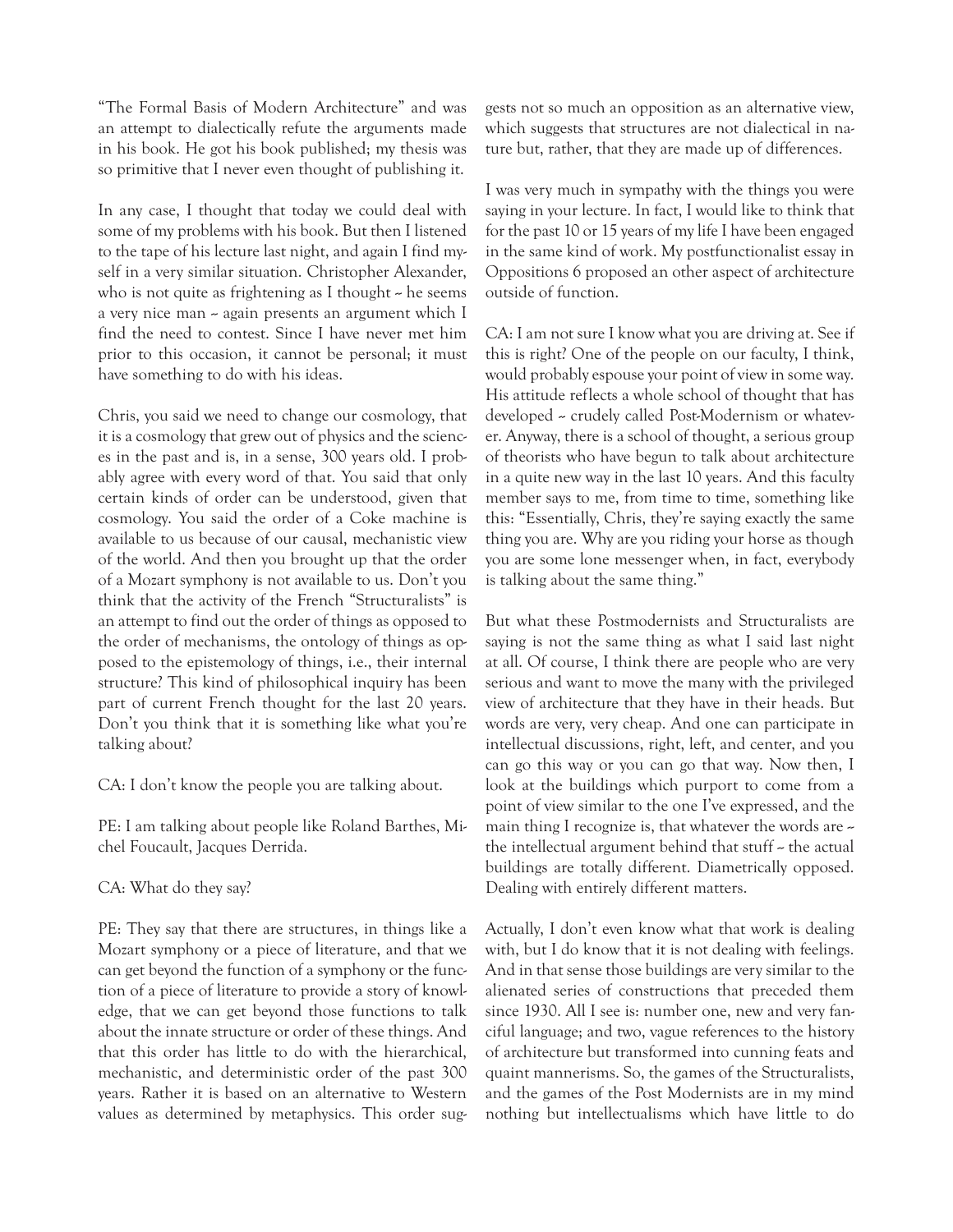"The Formal Basis of Modern Architecture" and was an attempt to dialectically refute the arguments made in his book. He got his book published; my thesis was so primitive that I never even thought of publishing it.

In any case, I thought that today we could deal with some of my problems with his book. But then I listened to the tape of his lecture last night, and again I find myself in a very similar situation. Christopher Alexander, who is not quite as frightening as I thought ~ he seems a very nice man ~ again presents an argument which I find the need to contest. Since I have never met him prior to this occasion, it cannot be personal; it must have something to do with his ideas.

Chris, you said we need to change our cosmology, that it is a cosmology that grew out of physics and the sciences in the past and is, in a sense, 300 years old. I probably agree with every word of that. You said that only certain kinds of order can be understood, given that cosmology. You said the order of a Coke machine is available to us because of our causal, mechanistic view of the world. And then you brought up that the order of a Mozart symphony is not available to us. Don't you think that the activity of the French "Structuralists" is an attempt to find out the order of things as opposed to the order of mechanisms, the ontology of things as opposed to the epistemology of things, i.e., their internal structure? This kind of philosophical inquiry has been part of current French thought for the last 20 years. Don't you think that it is something like what you're talking about?

CA: I don't know the people you are talking about.

PE: I am talking about people like Roland Barthes, Michel Foucault, Jacques Derrida.

CA: What do they say?

PE: They say that there are structures, in things like a Mozart symphony or a piece of literature, and that we can get beyond the function of a symphony or the function of a piece of literature to provide a story of knowledge, that we can get beyond those functions to talk about the innate structure or order of these things. And that this order has little to do with the hierarchical, mechanistic, and deterministic order of the past 300 years. Rather it is based on an alternative to Western values as determined by metaphysics. This order suggests not so much an opposition as an alternative view, which suggests that structures are not dialectical in nature but, rather, that they are made up of differences.

I was very much in sympathy with the things you were saying in your lecture. In fact, I would like to think that for the past 10 or 15 years of my life I have been engaged in the same kind of work. My postfunctionalist essay in Oppositions 6 proposed an other aspect of architecture outside of function.

CA: I am not sure I know what you are driving at. See if this is right? One of the people on our faculty, I think, would probably espouse your point of view in some way. His attitude reflects a whole school of thought that has developed ~ crudely called Post-Modernism or whatever. Anyway, there is a school of thought, a serious group of theorists who have begun to talk about architecture in a quite new way in the last 10 years. And this faculty member says to me, from time to time, something like this: "Essentially, Chris, they're saying exactly the same thing you are. Why are you riding your horse as though you are some lone messenger when, in fact, everybody is talking about the same thing."

But what these Postmodernists and Structuralists are saying is not the same thing as what I said last night at all. Of course, I think there are people who are very serious and want to move the many with the privileged view of architecture that they have in their heads. But words are very, very cheap. And one can participate in intellectual discussions, right, left, and center, and you can go this way or you can go that way. Now then, I look at the buildings which purport to come from a point of view similar to the one I've expressed, and the main thing I recognize is, that whatever the words are ~ the intellectual argument behind that stuff ~ the actual buildings are totally different. Diametrically opposed. Dealing with entirely different matters.

Actually, I don't even know what that work is dealing with, but I do know that it is not dealing with feelings. And in that sense those buildings are very similar to the alienated series of constructions that preceded them since 1930. All I see is: number one, new and very fanciful language; and two, vague references to the history of architecture but transformed into cunning feats and quaint mannerisms. So, the games of the Structuralists, and the games of the Post Modernists are in my mind nothing but intellectualisms which have little to do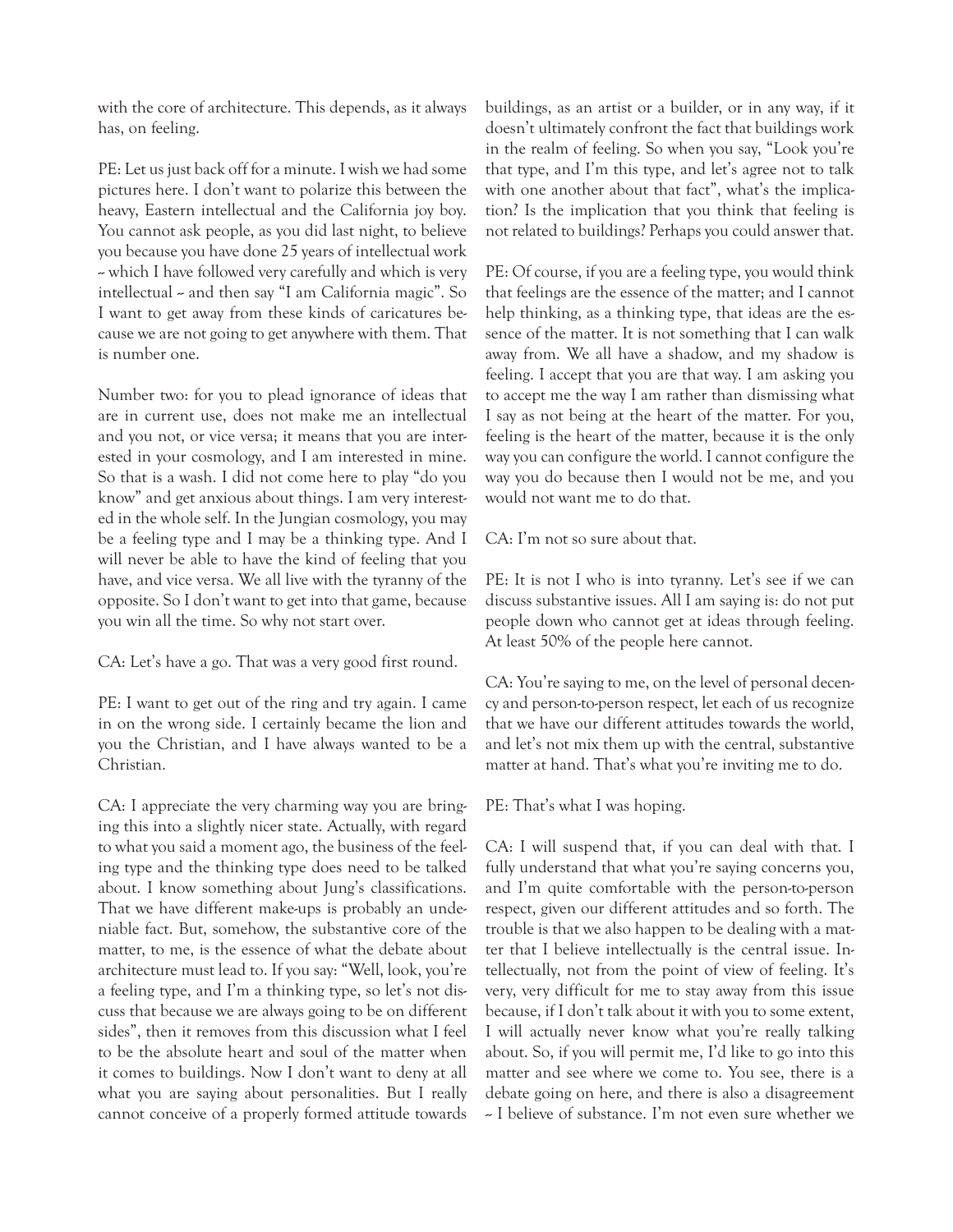with the core of architecture. This depends, as it always has, on feeling.

PE: Let us just back off for a minute. I wish we had some pictures here. I don't want to polarize this between the heavy, Eastern intellectual and the California joy boy. You cannot ask people, as you did last night, to believe you because you have done 25 years of intellectual work – which I have followed very carefully and which is very intellectual – and then say "I am California magic". So I want to get away from these kinds of caricatures because we are not going to get anywhere with them. That is number one.

Number two: for you to plead ignorance of ideas that are in current use, does not make me an intellectual and you not, or vice versa; it means that you are interested in your cosmology, and I am interested in mine. So that is a wash. I did not come here to play "do you know" and get anxious about things. I am very interested in the whole self. In the Jungian cosmology, you may be a feeling type and I may be a thinking type. And I will never be able to have the kind of feeling that you have, and vice versa. We all live with the tyranny of the opposite. So I don't want to get into that game, because you win all the time. So why not start over.

CA: Let's have a go. That was a very good first round.

PE: I want to get out of the ring and try again. I came in on the wrong side. I certainly became the lion and you the Christian, and I have always wanted to be a Christian.

CA: I appreciate the very charming way you are bringing this into a slightly nicer state. Actually, with regard to what you said a moment ago, the business of the feeling type and the thinking type does need to be talked about. I know something about Jung's classifications. That we have different make-ups is probably an undeniable fact. But, somehow, the substantive core of the matter, to me, is the essence of what the debate about architecture must lead to. If you say: "Well, look, you're a feeling type, and I'm a thinking type, so let's not discuss that because we are always going to be on different sides", then it removes from this discussion what I feel to be the absolute heart and soul of the matter when it comes to buildings. Now I don't want to deny at all what you are saying about personalities. But I really cannot conceive of a properly formed attitude towards buildings, as an artist or a builder, or in any way, if it doesn't ultimately confront the fact that buildings work in the realm of feeling. So when you say, "Look you're that type, and I'm this type, and let's agree not to talk with one another about that fact", what's the implication? Is the implication that you think that feeling is not related to buildings? Perhaps you could answer that.

PE: Of course, if you are a feeling type, you would think that feelings are the essence of the matter; and I cannot help thinking, as a thinking type, that ideas are the essence of the matter. It is not something that I can walk away from. We all have a shadow, and my shadow is feeling. I accept that you are that way. I am asking you to accept me the way I am rather than dismissing what I say as not being at the heart of the matter. For you, feeling is the heart of the matter, because it is the only way you can configure the world. I cannot configure the way you do because then I would not be me, and you would not want me to do that.

CA: I'm not so sure about that.

PE: It is not I who is into tyranny. Let's see if we can discuss substantive issues. All I am saying is: do not put people down who cannot get at ideas through feeling. At least 50% of the people here cannot.

CA: You're saying to me, on the level of personal decency and person-to-person respect, let each of us recognize that we have our different attitudes towards the world, and let's not mix them up with the central, substantive matter at hand. That's what you're inviting me to do.

PE: That's what I was hoping.

CA: I will suspend that, if you can deal with that. I fully understand that what you're saying concerns you, and I'm quite comfortable with the person-to-person respect, given our different attitudes and so forth. The trouble is that we also happen to be dealing with a matter that I believe intellectually is the central issue. Intellectually, not from the point of view of feeling. It's very, very difficult for me to stay away from this issue because, if I don't talk about it with you to some extent, I will actually never know what you're really talking about. So, if you will permit me, I'd like to go into this matter and see where we come to. You see, there is a debate going on here, and there is also a disagreement – I believe of substance. I'm not even sure whether we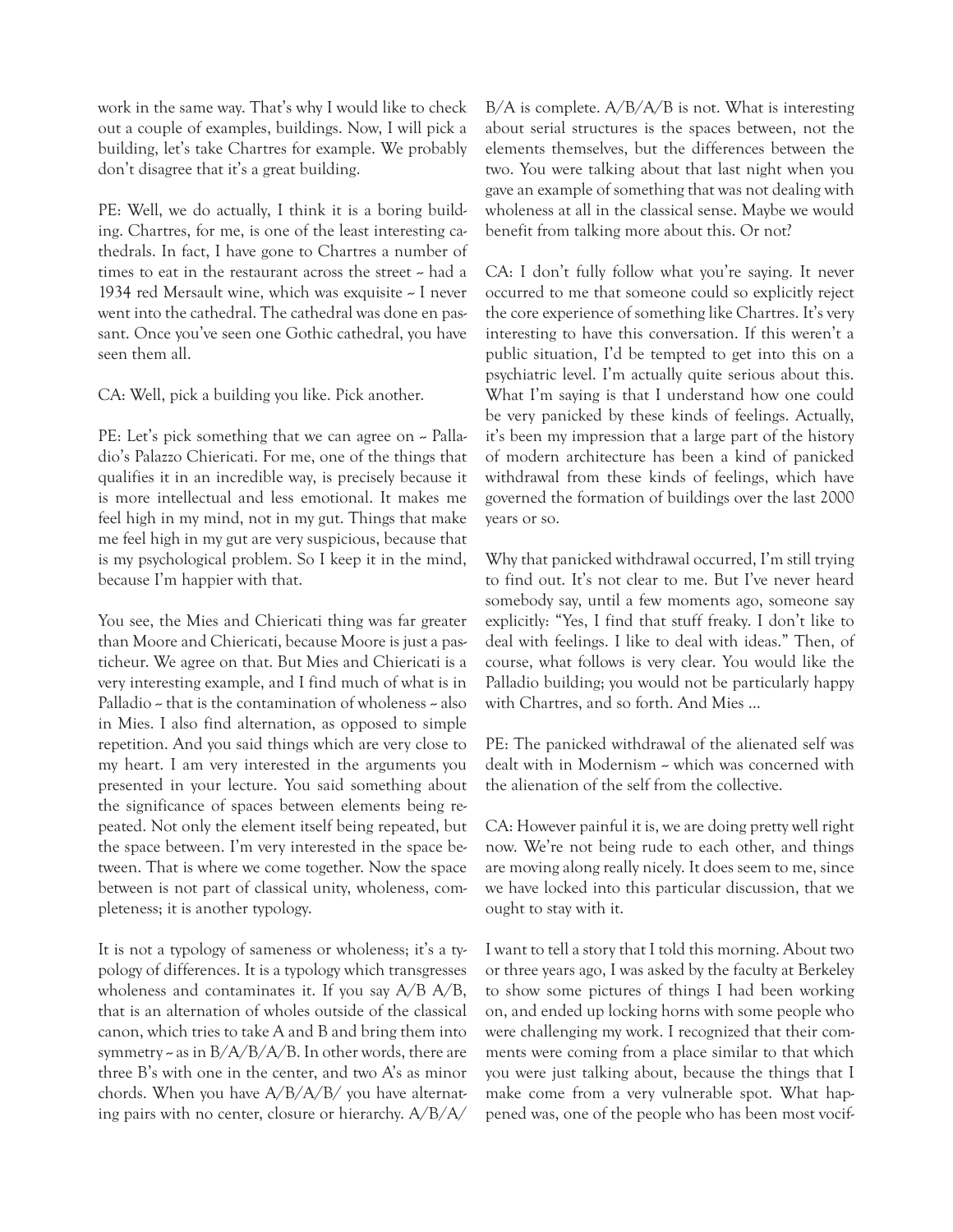work in the same way. That's why I would like to check out a couple of examples, buildings. Now, I will pick a building, let's take Chartres for example. We probably don't disagree that it's a great building.

PE: Well, we do actually, I think it is a boring building. Chartres, for me, is one of the least interesting cathedrals. In fact, I have gone to Chartres a number of times to eat in the restaurant across the street – had a 1934 red Mersault wine, which was exquisite – I never went into the cathedral. The cathedral was done en passant. Once you've seen one Gothic cathedral, you have seen them all.

CA: Well, pick a building you like. Pick another.

PE: Let's pick something that we can agree on – Palladio's Palazzo Chiericati. For me, one of the things that qualifies it in an incredible way, is precisely because it is more intellectual and less emotional. It makes me feel high in my mind, not in my gut. Things that make me feel high in my gut are very suspicious, because that is my psychological problem. So I keep it in the mind, because I'm happier with that.

You see, the Mies and Chiericati thing was far greater than Moore and Chiericati, because Moore is just a pasticheur. We agree on that. But Mies and Chiericati is a very interesting example, and I find much of what is in Palladio – that is the contamination of wholeness – also in Mies. I also find alternation, as opposed to simple repetition. And you said things which are very close to my heart. I am very interested in the arguments you presented in your lecture. You said something about the significance of spaces between elements being repeated. Not only the element itself being repeated, but the space between. I'm very interested in the space between. That is where we come together. Now the space between is not part of classical unity, wholeness, completeness; it is another typology.

It is not a typology of sameness or wholeness; it's a typology of differences. It is a typology which transgresses wholeness and contaminates it. If you say A/B A/B, that is an alternation of wholes outside of the classical canon, which tries to take A and B and bring them into symmetry – as in B/A/B/A/B. In other words, there are three B's with one in the center, and two A's as minor chords. When you have A/B/A/B/ you have alternating pairs with no center, closure or hierarchy. A/B/A/B/A is complete. A/B/A/B is not. What is interesting about serial structures is the spaces between, not the elements themselves, but the differences between the two. You were talking about that last night when you gave an example of something that was not dealing with wholeness at all in the classical sense. Maybe we would benefit from talking more about this. Or not?

CA: I don't fully follow what you're saying. It never occurred to me that someone could so explicitly reject the core experience of something like Chartres. It's very interesting to have this conversation. If this weren't a public situation, I'd be tempted to get into this on a psychiatric level. I'm actually quite serious about this. What I'm saying is that I understand how one could be very panicked by these kinds of feelings. Actually, it's been my impression that a large part of the history of modern architecture has been a kind of panicked withdrawal from these kinds of feelings, which have governed the formation of buildings over the last 2000 years or so.

Why that panicked withdrawal occurred, I'm still trying to find out. It's not clear to me. But I've never heard somebody say, until a few moments ago, someone say explicitly: "Yes, I find that stuff freaky. I don't like to deal with feelings. I like to deal with ideas." Then, of course, what follows is very clear. You would like the Palladio building; you would not be particularly happy with Chartres, and so forth. And Mies ...

PE: The panicked withdrawal of the alienated self was dealt with in Modernism – which was concerned with the alienation of the self from the collective.

CA: However painful it is, we are doing pretty well right now. We're not being rude to each other, and things are moving along really nicely. It does seem to me, since we have locked into this particular discussion, that we ought to stay with it.

I want to tell a story that I told this morning. About two or three years ago, I was asked by the faculty at Berkeley to show some pictures of things I had been working on, and ended up locking horns with some people who were challenging my work. I recognized that their comments were coming from a place similar to that which you were just talking about, because the things that I make come from a very vulnerable spot. What happened was, one of the people who has been most vocif-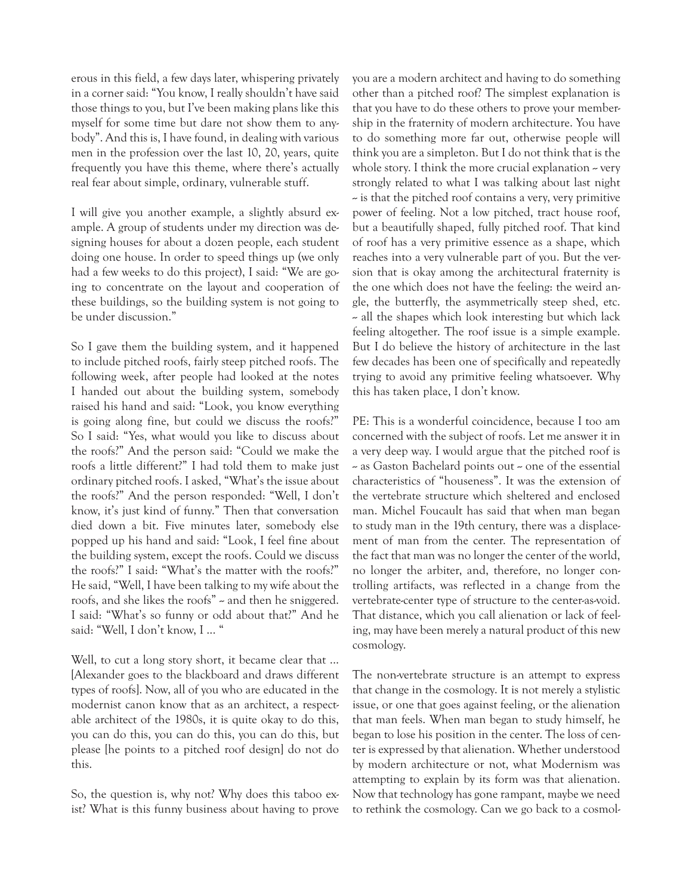erous in this field, a few days later, whispering privately in a corner said: "You know, I really shouldn't have said those things to you, but I've been making plans like this myself for some time but dare not show them to anybody". And this is, I have found, in dealing with various men in the profession over the last 10, 20, years, quite frequently you have this theme, where there's actually real fear about simple, ordinary, vulnerable stuff.

I will give you another example, a slightly absurd example. A group of students under my direction was designing houses for about a dozen people, each student doing one house. In order to speed things up (we only had a few weeks to do this project), I said: "We are going to concentrate on the layout and cooperation of these buildings, so the building system is not going to be under discussion."

So I gave them the building system, and it happened to include pitched roofs, fairly steep pitched roofs. The following week, after people had looked at the notes I handed out about the building system, somebody raised his hand and said: "Look, you know everything is going along fine, but could we discuss the roofs?" So I said: "Yes, what would you like to discuss about the roofs?" And the person said: "Could we make the roofs a little different?" I had told them to make just ordinary pitched roofs. I asked, "What's the issue about the roofs?" And the person responded: "Well, I don't know, it's just kind of funny." Then that conversation died down a bit. Five minutes later, somebody else popped up his hand and said: "Look, I feel fine about the building system, except the roofs. Could we discuss the roofs?" I said: "What's the matter with the roofs?" He said, "Well, I have been talking to my wife about the roofs, and she likes the roofs" ~ and then he sniggered. I said: "What's so funny or odd about that?" And he said: "Well, I don't know, I ... "

Well, to cut a long story short, it became clear that ... [Alexander goes to the blackboard and draws different types of roofs]. Now, all of you who are educated in the modernist canon know that as an architect, a respectable architect of the 1980s, it is quite okay to do this, you can do this, you can do this, you can do this, but please [he points to a pitched roof design] do not do this.

So, the question is, why not? Why does this taboo exist? What is this funny business about having to prove you are a modern architect and having to do something other than a pitched roof? The simplest explanation is that you have to do these others to prove your membership in the fraternity of modern architecture. You have to do something more far out, otherwise people will think you are a simpleton. But I do not think that is the whole story. I think the more crucial explanation ~ very strongly related to what I was talking about last night ~ is that the pitched roof contains a very, very primitive power of feeling. Not a low pitched, tract house roof, but a beautifully shaped, fully pitched roof. That kind of roof has a very primitive essence as a shape, which reaches into a very vulnerable part of you. But the version that is okay among the architectural fraternity is the one which does not have the feeling: the weird angle, the butterfly, the asymmetrically steep shed, etc. ~ all the shapes which look interesting but which lack feeling altogether. The roof issue is a simple example. But I do believe the history of architecture in the last few decades has been one of specifically and repeatedly trying to avoid any primitive feeling whatsoever. Why this has taken place, I don't know.

PE: This is a wonderful coincidence, because I too am concerned with the subject of roofs. Let me answer it in a very deep way. I would argue that the pitched roof is ~ as Gaston Bachelard points out ~ one of the essential characteristics of "houseness". It was the extension of the vertebrate structure which sheltered and enclosed man. Michel Foucault has said that when man began to study man in the 19th century, there was a displacement of man from the center. The representation of the fact that man was no longer the center of the world, no longer the arbiter, and, therefore, no longer controlling artifacts, was reflected in a change from the vertebrate-center type of structure to the center-as-void. That distance, which you call alienation or lack of feeling, may have been merely a natural product of this new cosmology.

The non-vertebrate structure is an attempt to express that change in the cosmology. It is not merely a stylistic issue, or one that goes against feeling, or the alienation that man feels. When man began to study himself, he began to lose his position in the center. The loss of center is expressed by that alienation. Whether understood by modern architecture or not, what Modernism was attempting to explain by its form was that alienation. Now that technology has gone rampant, maybe we need to rethink the cosmology. Can we go back to a cosmol-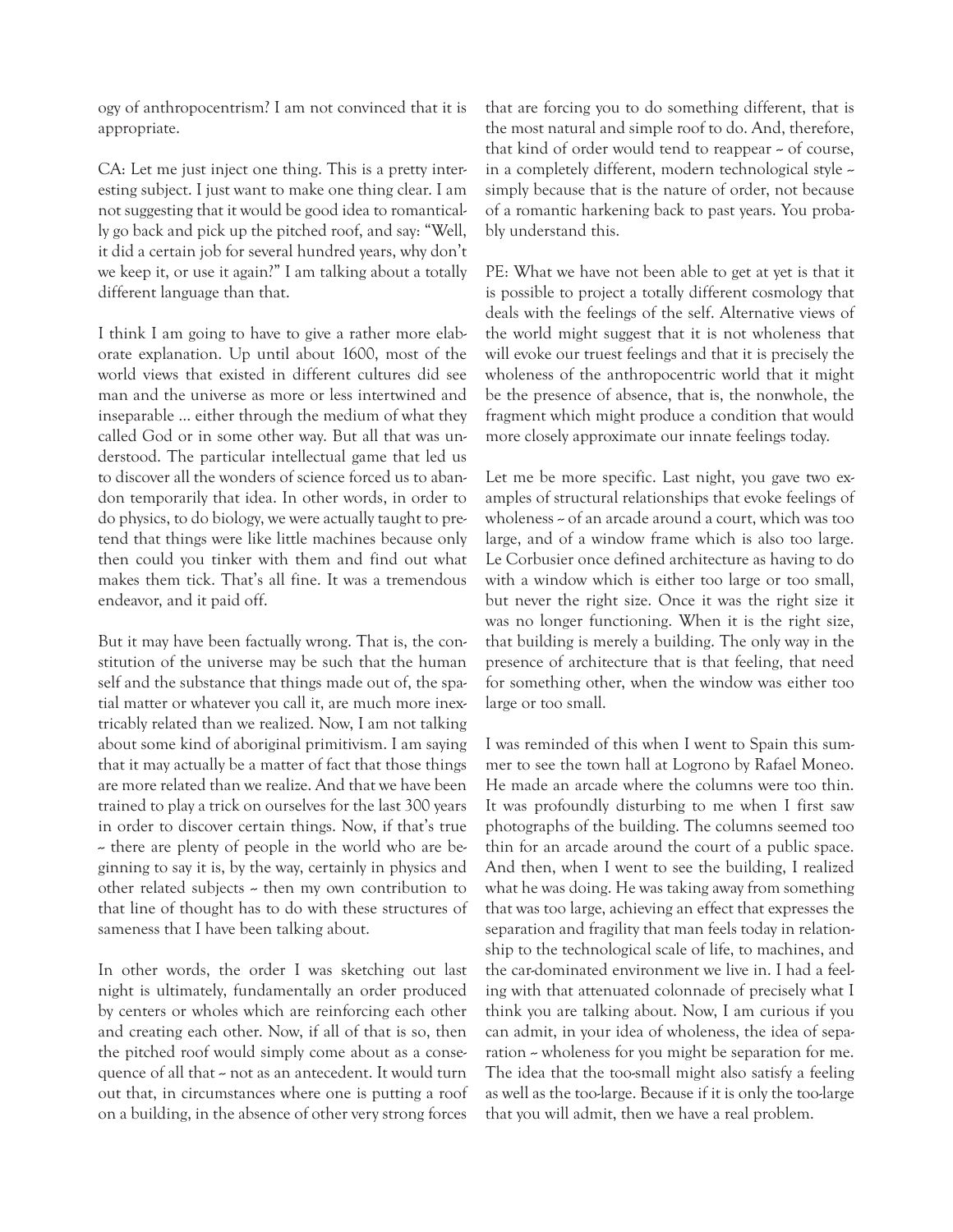ogy of anthropocentrism? I am not convinced that it is appropriate.

CA: Let me just inject one thing. This is a pretty interesting subject. I just want to make one thing clear. I am not suggesting that it would be good idea to romantically go back and pick up the pitched roof, and say: "Well, it did a certain job for several hundred years, why don't we keep it, or use it again?" I am talking about a totally different language than that.

I think I am going to have to give a rather more elaborate explanation. Up until about 1600, most of the world views that existed in different cultures did see man and the universe as more or less intertwined and inseparable ... either through the medium of what they called God or in some other way. But all that was understood. The particular intellectual game that led us to discover all the wonders of science forced us to abandon temporarily that idea. In other words, in order to do physics, to do biology, we were actually taught to pretend that things were like little machines because only then could you tinker with them and find out what makes them tick. That's all fine. It was a tremendous endeavor, and it paid off.

But it may have been factually wrong. That is, the constitution of the universe may be such that the human self and the substance that things made out of, the spatial matter or whatever you call it, are much more inextricably related than we realized. Now, I am not talking about some kind of aboriginal primitivism. I am saying that it may actually be a matter of fact that those things are more related than we realize. And that we have been trained to play a trick on ourselves for the last 300 years in order to discover certain things. Now, if that's true ~ there are plenty of people in the world who are beginning to say it is, by the way, certainly in physics and other related subjects ~ then my own contribution to that line of thought has to do with these structures of sameness that I have been talking about.

In other words, the order I was sketching out last night is ultimately, fundamentally an order produced by centers or wholes which are reinforcing each other and creating each other. Now, if all of that is so, then the pitched roof would simply come about as a consequence of all that ~ not as an antecedent. It would turn out that, in circumstances where one is putting a roof on a building, in the absence of other very strong forces that are forcing you to do something different, that is the most natural and simple roof to do. And, therefore, that kind of order would tend to reappear ~ of course, in a completely different, modern technological style ~ simply because that is the nature of order, not because of a romantic harkening back to past years. You probably understand this.

PE: What we have not been able to get at yet is that it is possible to project a totally different cosmology that deals with the feelings of the self. Alternative views of the world might suggest that it is not wholeness that will evoke our truest feelings and that it is precisely the wholeness of the anthropocentric world that it might be the presence of absence, that is, the nonwhole, the fragment which might produce a condition that would more closely approximate our innate feelings today.

Let me be more specific. Last night, you gave two examples of structural relationships that evoke feelings of wholeness ~ of an arcade around a court, which was too large, and of a window frame which is also too large. Le Corbusier once defined architecture as having to do with a window which is either too large or too small, but never the right size. Once it was the right size it was no longer functioning. When it is the right size, that building is merely a building. The only way in the presence of architecture that is that feeling, that need for something other, when the window was either too large or too small.

I was reminded of this when I went to Spain this summer to see the town hall at Logrono by Rafael Moneo. He made an arcade where the columns were too thin. It was profoundly disturbing to me when I first saw photographs of the building. The columns seemed too thin for an arcade around the court of a public space. And then, when I went to see the building, I realized what he was doing. He was taking away from something that was too large, achieving an effect that expresses the separation and fragility that man feels today in relationship to the technological scale of life, to machines, and the car-dominated environment we live in. I had a feeling with that attenuated colonnade of precisely what I think you are talking about. Now, I am curious if you can admit, in your idea of wholeness, the idea of separation ~ wholeness for you might be separation for me. The idea that the too-small might also satisfy a feeling as well as the too-large. Because if it is only the too-large that you will admit, then we have a real problem.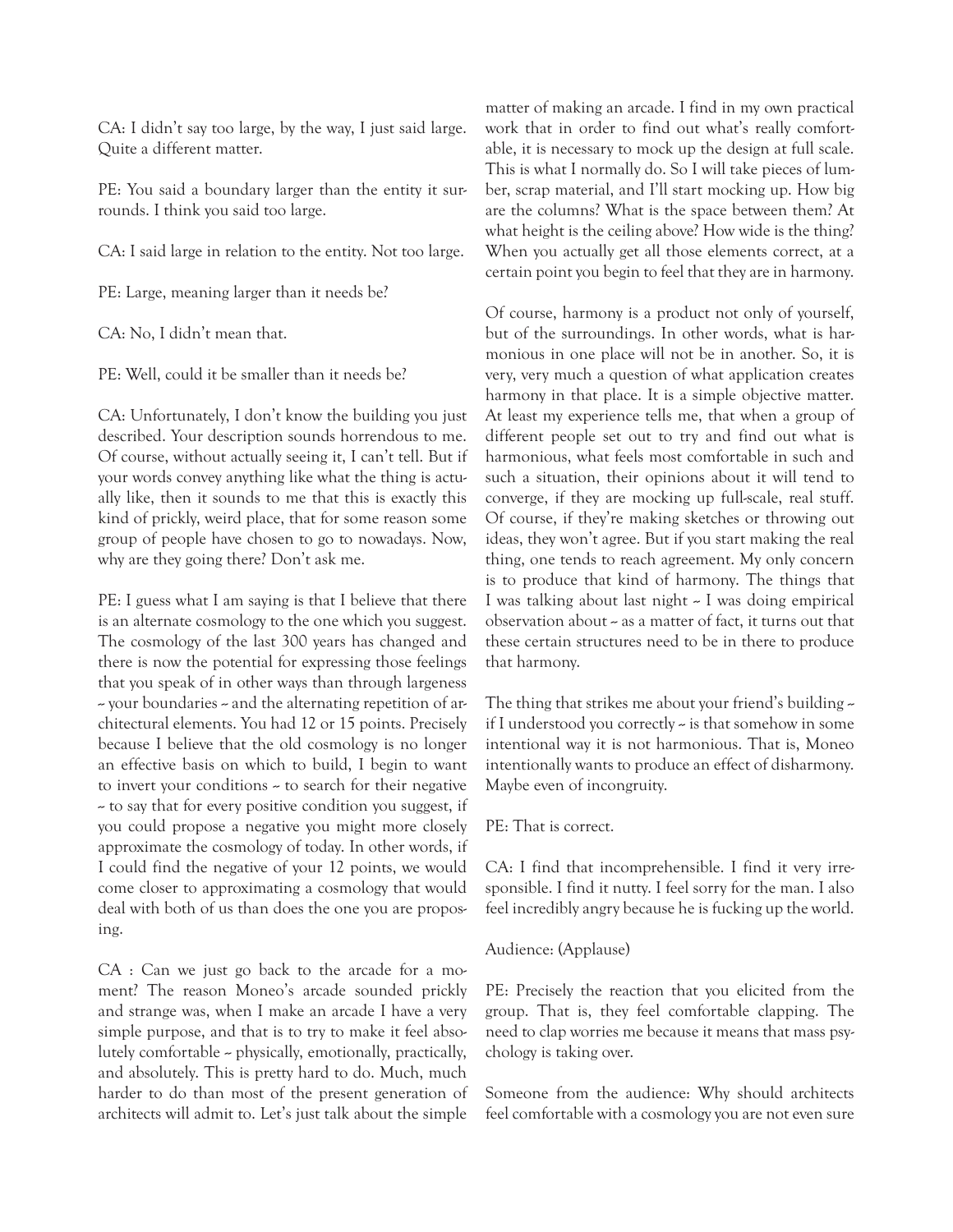CA: I didn't say too large, by the way, I just said large. Quite a different matter.

PE: You said a boundary larger than the entity it surrounds. I think you said too large.

CA: I said large in relation to the entity. Not too large.

PE: Large, meaning larger than it needs be?

CA: No, I didn't mean that.

PE: Well, could it be smaller than it needs be?

CA: Unfortunately, I don't know the building you just described. Your description sounds horrendous to me. Of course, without actually seeing it, I can't tell. But if your words convey anything like what the thing is actually like, then it sounds to me that this is exactly this kind of prickly, weird place, that for some reason some group of people have chosen to go to nowadays. Now, why are they going there? Don't ask me.

PE: I guess what I am saying is that I believe that there is an alternate cosmology to the one which you suggest. The cosmology of the last 300 years has changed and there is now the potential for expressing those feelings that you speak of in other ways than through largeness ~ your boundaries ~ and the alternating repetition of architectural elements. You had 12 or 15 points. Precisely because I believe that the old cosmology is no longer an effective basis on which to build, I begin to want to invert your conditions ~ to search for their negative ~ to say that for every positive condition you suggest, if you could propose a negative you might more closely approximate the cosmology of today. In other words, if I could find the negative of your 12 points, we would come closer to approximating a cosmology that would deal with both of us than does the one you are proposing.

CA : Can we just go back to the arcade for a moment? The reason Moneo's arcade sounded prickly and strange was, when I make an arcade I have a very simple purpose, and that is to try to make it feel absolutely comfortable ~ physically, emotionally, practically, and absolutely. This is pretty hard to do. Much, much harder to do than most of the present generation of architects will admit to. Let's just talk about the simple matter of making an arcade. I find in my own practical work that in order to find out what's really comfortable, it is necessary to mock up the design at full scale. This is what I normally do. So I will take pieces of lumber, scrap material, and I'll start mocking up. How big are the columns? What is the space between them? At what height is the ceiling above? How wide is the thing? When you actually get all those elements correct, at a certain point you begin to feel that they are in harmony.

Of course, harmony is a product not only of yourself, but of the surroundings. In other words, what is harmonious in one place will not be in another. So, it is very, very much a question of what application creates harmony in that place. It is a simple objective matter. At least my experience tells me, that when a group of different people set out to try and find out what is harmonious, what feels most comfortable in such and such a situation, their opinions about it will tend to converge, if they are mocking up full-scale, real stuff. Of course, if they're making sketches or throwing out ideas, they won't agree. But if you start making the real thing, one tends to reach agreement. My only concern is to produce that kind of harmony. The things that I was talking about last night ~ I was doing empirical observation about ~ as a matter of fact, it turns out that these certain structures need to be in there to produce that harmony.

The thing that strikes me about your friend's building ~ if I understood you correctly ~ is that somehow in some intentional way it is not harmonious. That is, Moneo intentionally wants to produce an effect of disharmony. Maybe even of incongruity.

PE: That is correct.

CA: I find that incomprehensible. I find it very irresponsible. I find it nutty. I feel sorry for the man. I also feel incredibly angry because he is fucking up the world.

Audience: (Applause)

PE: Precisely the reaction that you elicited from the group. That is, they feel comfortable clapping. The need to clap worries me because it means that mass psychology is taking over.

Someone from the audience: Why should architects feel comfortable with a cosmology you are not even sure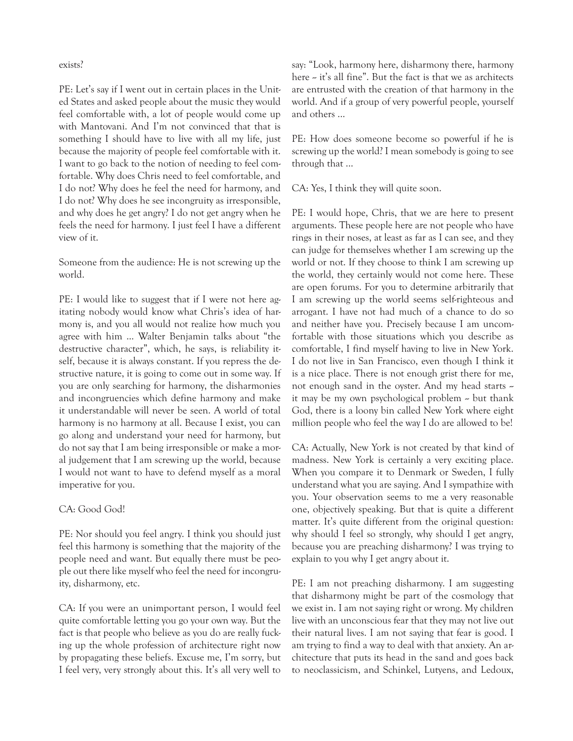exists?

PE: Let's say if I went out in certain places in the United States and asked people about the music they would feel comfortable with, a lot of people would come up with Mantovani. And I'm not convinced that that is something I should have to live with all my life, just because the majority of people feel comfortable with it. I want to go back to the notion of needing to feel comfortable. Why does Chris need to feel comfortable, and I do not? Why does he feel the need for harmony, and I do not? Why does he see incongruity as irresponsible, and why does he get angry? I do not get angry when he feels the need for harmony. I just feel I have a different view of it.

Someone from the audience: He is not screwing up the world.

PE: I would like to suggest that if I were not here agitating nobody would know what Chris's idea of harmony is, and you all would not realize how much you agree with him ... Walter Benjamin talks about "the destructive character", which, he says, is reliability itself, because it is always constant. If you repress the destructive nature, it is going to come out in some way. If you are only searching for harmony, the disharmonies and incongruencies which define harmony and make it understandable will never be seen. A world of total harmony is no harmony at all. Because I exist, you can go along and understand your need for harmony, but do not say that I am being irresponsible or make a moral judgement that I am screwing up the world, because I would not want to have to defend myself as a moral imperative for you.

CA: Good God!

PE: Nor should you feel angry. I think you should just feel this harmony is something that the majority of the people need and want. But equally there must be people out there like myself who feel the need for incongruity, disharmony, etc.

CA: If you were an unimportant person, I would feel quite comfortable letting you go your own way. But the fact is that people who believe as you do are really fucking up the whole profession of architecture right now by propagating these beliefs. Excuse me, I'm sorry, but I feel very, very strongly about this. It's all very well to say: "Look, harmony here, disharmony there, harmony here ~ it's all fine". But the fact is that we as architects are entrusted with the creation of that harmony in the world. And if a group of very powerful people, yourself and others ...

PE: How does someone become so powerful if he is screwing up the world? I mean somebody is going to see through that ...

CA: Yes, I think they will quite soon.

PE: I would hope, Chris, that we are here to present arguments. These people here are not people who have rings in their noses, at least as far as I can see, and they can judge for themselves whether I am screwing up the world or not. If they choose to think I am screwing up the world, they certainly would not come here. These are open forums. For you to determine arbitrarily that I am screwing up the world seems self-righteous and arrogant. I have not had much of a chance to do so and neither have you. Precisely because I am uncomfortable with those situations which you describe as comfortable, I find myself having to live in New York. I do not live in San Francisco, even though I think it is a nice place. There is not enough grist there for me, not enough sand in the oyster. And my head starts ~ it may be my own psychological problem ~ but thank God, there is a loony bin called New York where eight million people who feel the way I do are allowed to be!

CA: Actually, New York is not created by that kind of madness. New York is certainly a very exciting place. When you compare it to Denmark or Sweden, I fully understand what you are saying. And I sympathize with you. Your observation seems to me a very reasonable one, objectively speaking. But that is quite a different matter. It's quite different from the original question: why should I feel so strongly, why should I get angry, because you are preaching disharmony? I was trying to explain to you why I get angry about it.

PE: I am not preaching disharmony. I am suggesting that disharmony might be part of the cosmology that we exist in. I am not saying right or wrong. My children live with an unconscious fear that they may not live out their natural lives. I am not saying that fear is good. I am trying to find a way to deal with that anxiety. An architecture that puts its head in the sand and goes back to neoclassicism, and Schinkel, Lutyens, and Ledoux,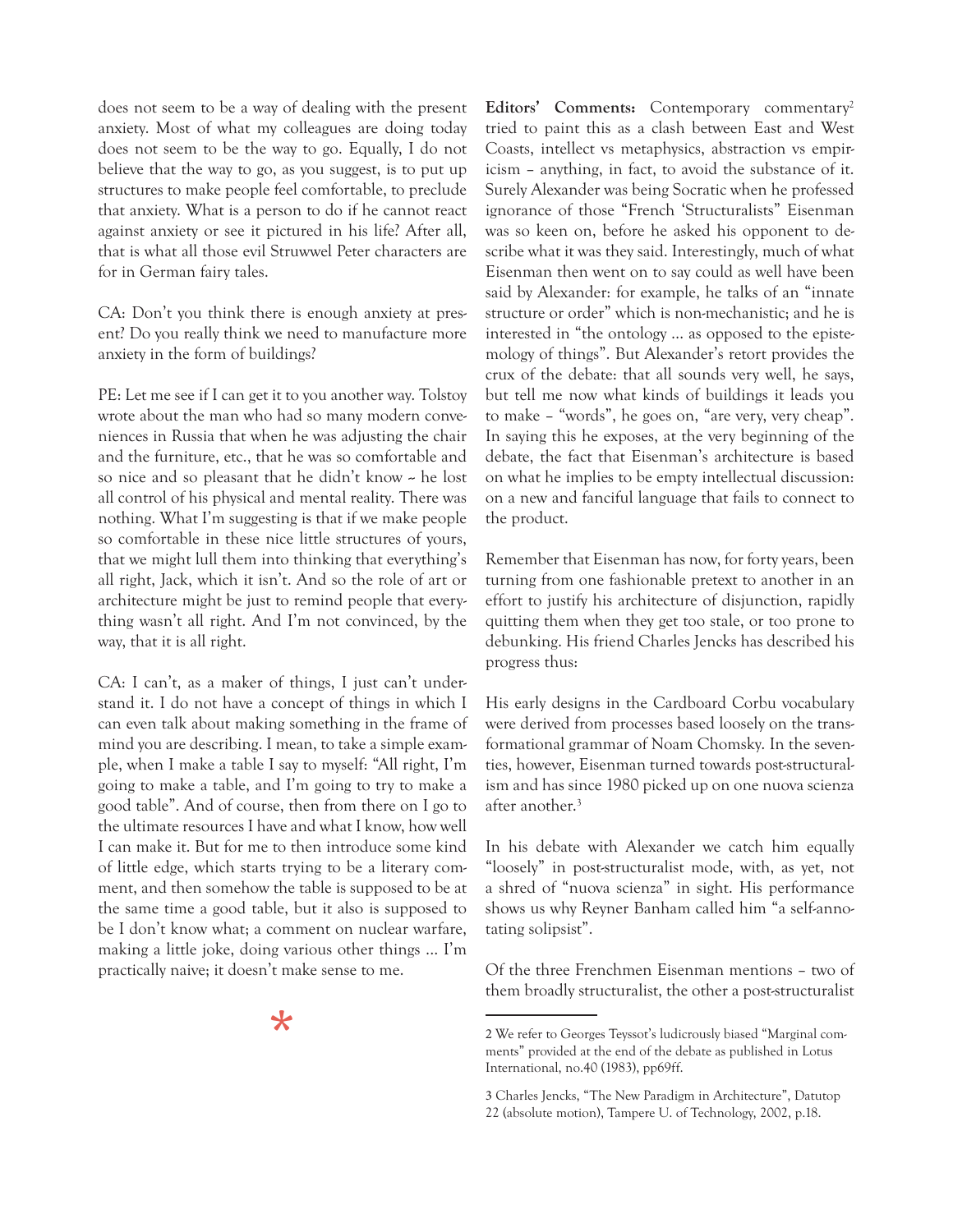does not seem to be a way of dealing with the present anxiety. Most of what my colleagues are doing today does not seem to be the way to go. Equally, I do not believe that the way to go, as you suggest, is to put up structures to make people feel comfortable, to preclude that anxiety. What is a person to do if he cannot react against anxiety or see it pictured in his life? After all, that is what all those evil Struwwel Peter characters are for in German fairy tales.

CA: Don't you think there is enough anxiety at present? Do you really think we need to manufacture more anxiety in the form of buildings?

PE: Let me see if I can get it to you another way. Tolstoy wrote about the man who had so many modern conveniences in Russia that when he was adjusting the chair and the furniture, etc., that he was so comfortable and so nice and so pleasant that he didn't know -- he lost all control of his physical and mental reality. There was nothing. What I'm suggesting is that if we make people so comfortable in these nice little structures of yours, that we might lull them into thinking that everything's all right, Jack, which it isn't. And so the role of art or architecture might be just to remind people that everything wasn't all right. And I'm not convinced, by the way, that it is all right.

CA: I can't, as a maker of things, I just can't understand it. I do not have a concept of things in which I can even talk about making something in the frame of mind you are describing. I mean, to take a simple example, when I make a table I say to myself: "All right, I'm going to make a table, and I'm going to try to make a good table". And of course, then from there on I go to the ultimate resources I have and what I know, how well I can make it. But for me to then introduce some kind of little edge, which starts trying to be a literary comment, and then somehow the table is supposed to be at the same time a good table, but it also is supposed to be I don't know what; a comment on nuclear warfare, making a little joke, doing various other things ... I'm practically naive; it doesn't make sense to me.

*

**Editors' Comments:** Contemporary commentary[2] tried to paint this as a clash between East and West Coasts, intellect vs metaphysics, abstraction vs empiricism – anything, in fact, to avoid the substance of it. Surely Alexander was being Socratic when he professed ignorance of those "French 'Structuralists" Eisenman was so keen on, before he asked his opponent to describe what it was they said. Interestingly, much of what Eisenman then went on to say could as well have been said by Alexander: for example, he talks of an "innate structure or order" which is non-mechanistic; and he is interested in "the ontology ... as opposed to the epistemology of things". But Alexander's retort provides the crux of the debate: that all sounds very well, he says, but tell me now what kinds of buildings it leads you to make – "words", he goes on, "are very, very cheap". In saying this he exposes, at the very beginning of the debate, the fact that Eisenman's architecture is based on what he implies to be empty intellectual discussion: on a new and fanciful language that fails to connect to the product.

Remember that Eisenman has now, for forty years, been turning from one fashionable pretext to another in an effort to justify his architecture of disjunction, rapidly quitting them when they get too stale, or too prone to debunking. His friend Charles Jencks has described his progress thus:

His early designs in the Cardboard Corbu vocabulary were derived from processes based loosely on the transformational grammar of Noam Chomsky. In the seventies, however, Eisenman turned towards post-structuralism and has since 1980 picked up on one nuova scienza after another.[3]

In his debate with Alexander we catch him equally "loosely" in post-structuralist mode, with, as yet, not a shred of "nuova scienza" in sight. His performance shows us why Reyner Banham called him "a self-annotating solipsist".

Of the three Frenchmen Eisenman mentions – two of them broadly structuralist, the other a post-structuralist

---

2 We refer to Georges Teyssot's ludicrously biased "Marginal comments" provided at the end of the debate as published in Lotus International, no.40 (1983), pp69ff.

3 Charles Jencks, "The New Paradigm in Architecture", Datutop 22 (absolute motion), Tampere U. of Technology, 2002, p.18.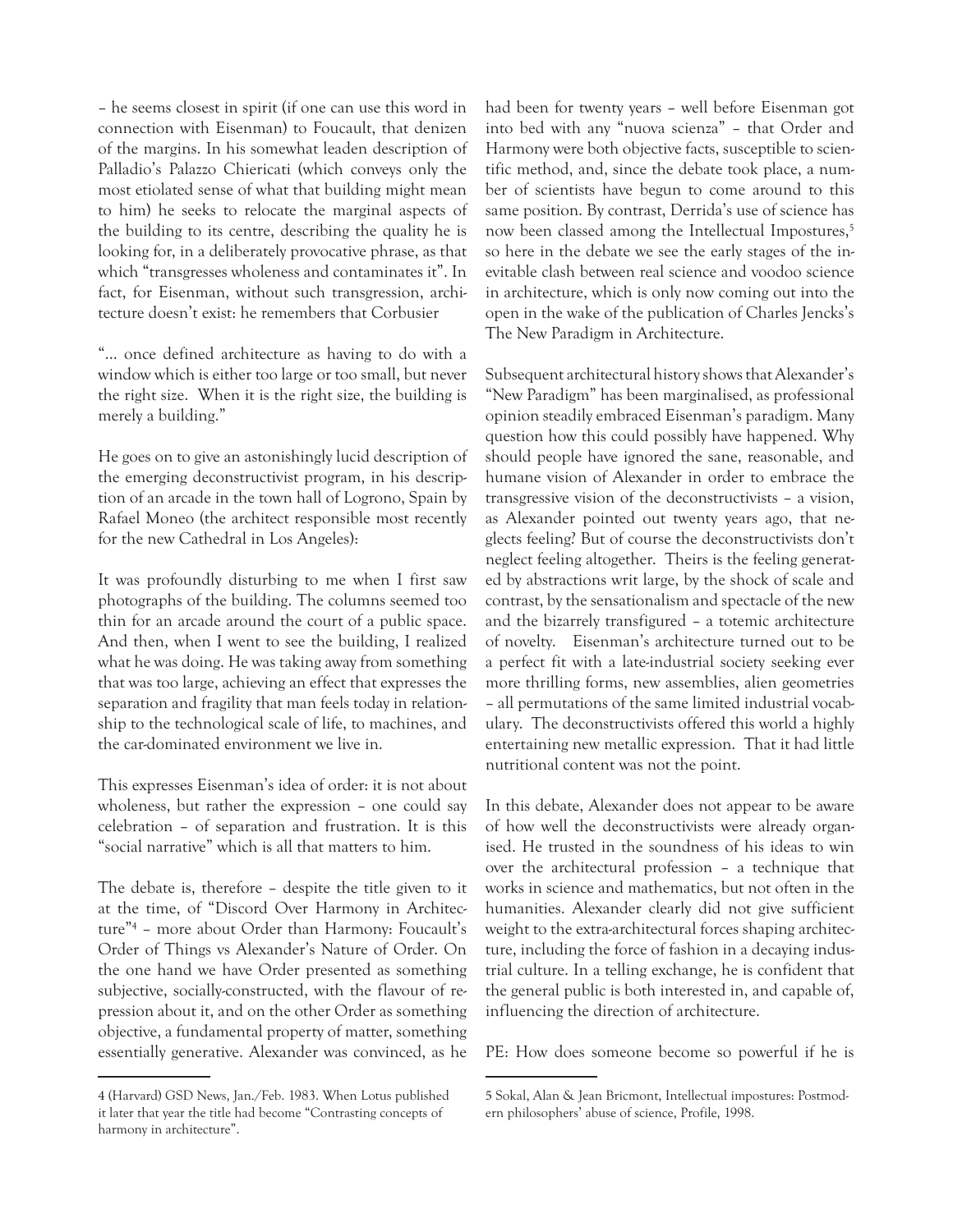– he seems closest in spirit (if one can use this word in connection with Eisenman) to Foucault, that denizen of the margins. In his somewhat leaden description of Palladio's Palazzo Chiericati (which conveys only the most etiolated sense of what that building might mean to him) he seeks to relocate the marginal aspects of the building to its centre, describing the quality he is looking for, in a deliberately provocative phrase, as that which "transgresses wholeness and contaminates it". In fact, for Eisenman, without such transgression, architecture doesn't exist: he remembers that Corbusier

"... once defined architecture as having to do with a window which is either too large or too small, but never the right size. When it is the right size, the building is merely a building."

He goes on to give an astonishingly lucid description of the emerging deconstructivist program, in his description of an arcade in the town hall of Logrono, Spain by Rafael Moneo (the architect responsible most recently for the new Cathedral in Los Angeles):

It was profoundly disturbing to me when I first saw photographs of the building. The columns seemed too thin for an arcade around the court of a public space. And then, when I went to see the building, I realized what he was doing. He was taking away from something that was too large, achieving an effect that expresses the separation and fragility that man feels today in relationship to the technological scale of life, to machines, and the car-dominated environment we live in.

This expresses Eisenman's idea of order: it is not about wholeness, but rather the expression – one could say celebration – of separation and frustration. It is this "social narrative" which is all that matters to him.

The debate is, therefore – despite the title given to it at the time, of "Discord Over Harmony in Architecture"[4] – more about Order than Harmony: Foucault's Order of Things vs Alexander's Nature of Order. On the one hand we have Order presented as something subjective, socially-constructed, with the flavour of repression about it, and on the other Order as something objective, a fundamental property of matter, something essentially generative. Alexander was convinced, as he had been for twenty years – well before Eisenman got into bed with any "nuova scienza" – that Order and Harmony were both objective facts, susceptible to scientific method, and, since the debate took place, a number of scientists have begun to come around to this same position. By contrast, Derrida's use of science has now been classed among the Intellectual Impostures,[5] so here in the debate we see the early stages of the inevitable clash between real science and voodoo science in architecture, which is only now coming out into the open in the wake of the publication of Charles Jencks's The New Paradigm in Architecture.

Subsequent architectural history shows that Alexander's "New Paradigm" has been marginalised, as professional opinion steadily embraced Eisenman's paradigm. Many question how this could possibly have happened. Why should people have ignored the sane, reasonable, and humane vision of Alexander in order to embrace the transgressive vision of the deconstructivists – a vision, as Alexander pointed out twenty years ago, that neglects feeling? But of course the deconstructivists don't neglect feeling altogether. Theirs is the feeling generated by abstractions writ large, by the shock of scale and contrast, by the sensationalism and spectacle of the new and the bizarrely transfigured – a totemic architecture of novelty. Eisenman's architecture turned out to be a perfect fit with a late-industrial society seeking ever more thrilling forms, new assemblies, alien geometries – all permutations of the same limited industrial vocabulary. The deconstructivists offered this world a highly entertaining new metallic expression. That it had little nutritional content was not the point.

In this debate, Alexander does not appear to be aware of how well the deconstructivists were already organised. He trusted in the soundness of his ideas to win over the architectural profession – a technique that works in science and mathematics, but not often in the humanities. Alexander clearly did not give sufficient weight to the extra-architectural forces shaping architecture, including the force of fashion in a decaying industrial culture. In a telling exchange, he is confident that the general public is both interested in, and capable of, influencing the direction of architecture.

PE: How does someone become so powerful if he is

---

4 (Harvard) GSD News, Jan./Feb. 1983. When Lotus published it later that year the title had become "Contrasting concepts of harmony in architecture".

5 Sokal, Alan & Jean Bricmont, Intellectual impostures: Postmodern philosophers' abuse of science, Profile, 1998.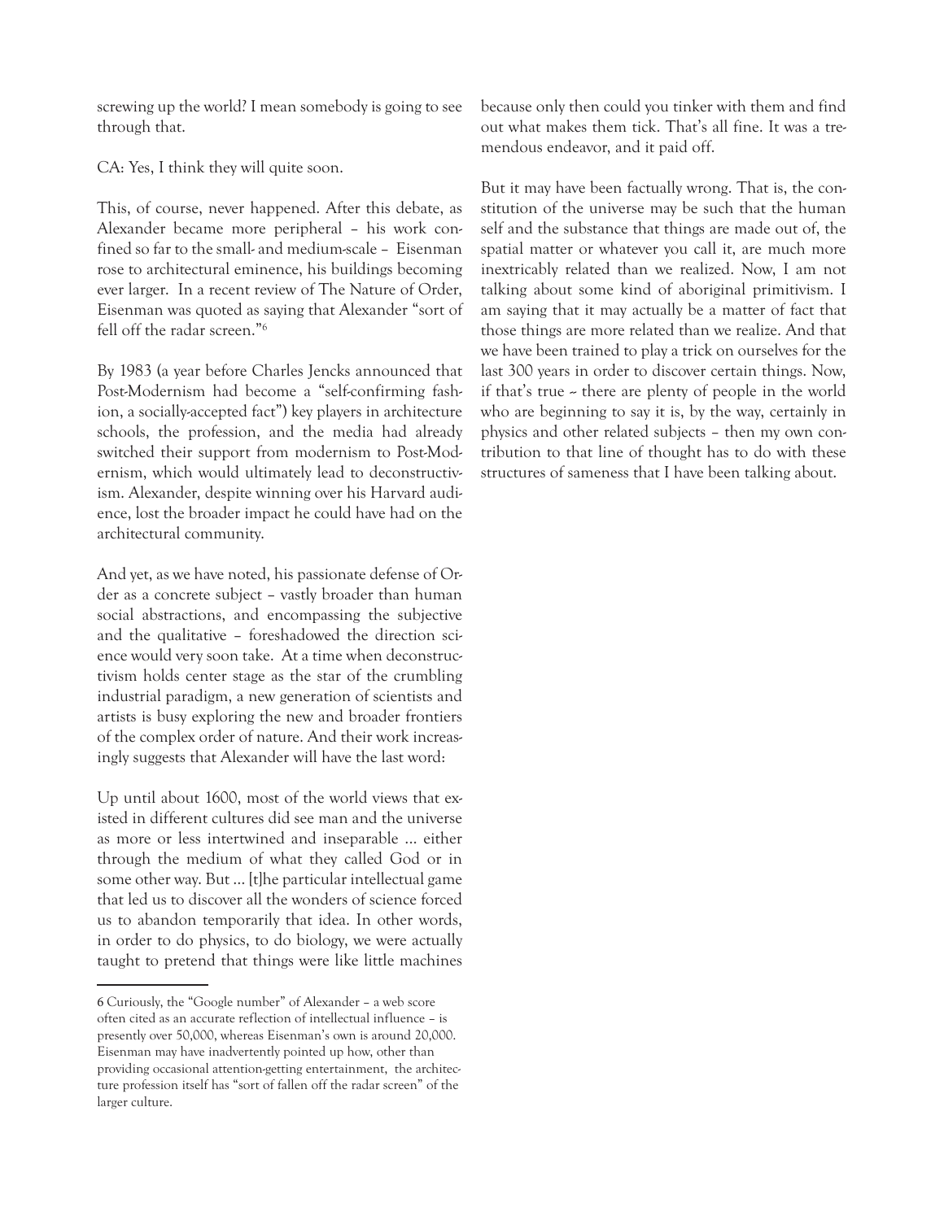screwing up the world? I mean somebody is going to see through that.

CA: Yes, I think they will quite soon.

This, of course, never happened. After this debate, as Alexander became more peripheral – his work confined so far to the small- and medium-scale – Eisenman rose to architectural eminence, his buildings becoming ever larger. In a recent review of The Nature of Order, Eisenman was quoted as saying that Alexander "sort of fell off the radar screen."[6]

By 1983 (a year before Charles Jencks announced that Post-Modernism had become a "self-confirming fashion, a socially-accepted fact") key players in architecture schools, the profession, and the media had already switched their support from modernism to Post-Modernism, which would ultimately lead to deconstructivism. Alexander, despite winning over his Harvard audience, lost the broader impact he could have had on the architectural community.

And yet, as we have noted, his passionate defense of Order as a concrete subject – vastly broader than human social abstractions, and encompassing the subjective and the qualitative – foreshadowed the direction science would very soon take. At a time when deconstructivism holds center stage as the star of the crumbling industrial paradigm, a new generation of scientists and artists is busy exploring the new and broader frontiers of the complex order of nature. And their work increasingly suggests that Alexander will have the last word:

Up until about 1600, most of the world views that existed in different cultures did see man and the universe as more or less intertwined and inseparable ... either through the medium of what they called God or in some other way. But ... [t]he particular intellectual game that led us to discover all the wonders of science forced us to abandon temporarily that idea. In other words, in order to do physics, to do biology, we were actually taught to pretend that things were like little machines because only then could you tinker with them and find out what makes them tick. That's all fine. It was a tremendous endeavor, and it paid off.

But it may have been factually wrong. That is, the constitution of the universe may be such that the human self and the substance that things are made out of, the spatial matter or whatever you call it, are much more inextricably related than we realized. Now, I am not talking about some kind of aboriginal primitivism. I am saying that it may actually be a matter of fact that those things are more related than we realize. And that we have been trained to play a trick on ourselves for the last 300 years in order to discover certain things. Now, if that's true -- there are plenty of people in the world who are beginning to say it is, by the way, certainly in physics and other related subjects – then my own contribution to that line of thought has to do with these structures of sameness that I have been talking about.

---

6 Curiously, the "Google number" of Alexander – a web score often cited as an accurate reflection of intellectual influence – is presently over 50,000, whereas Eisenman's own is around 20,000. Eisenman may have inadvertently pointed up how, other than providing occasional attention-getting entertainment, the architecture profession itself has "sort of fallen off the radar screen" of the larger culture.